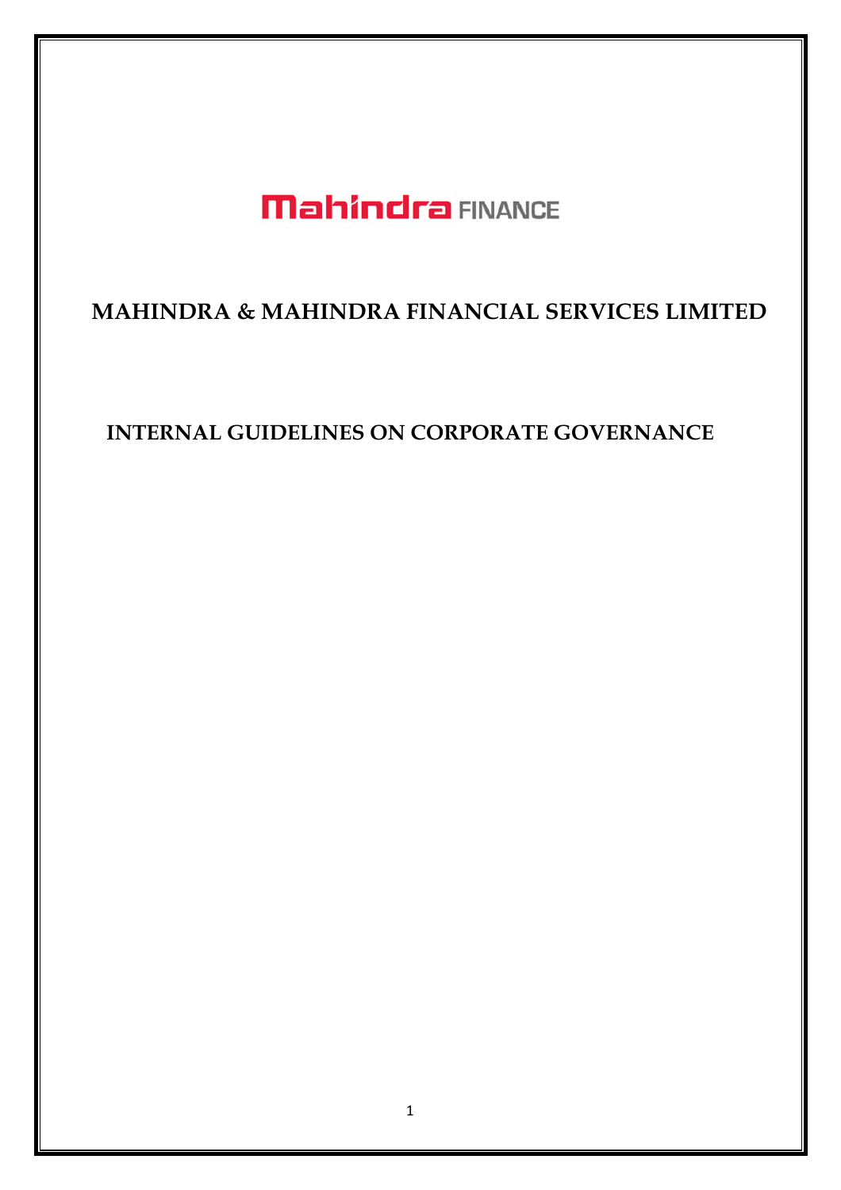**Mahindra FINANCE**

# MAHINDRA & MAHINDRA FINANCIAL SERVICES LIMITED

## INTERNAL GUIDELINES ON CORPORATE GOVERNANCE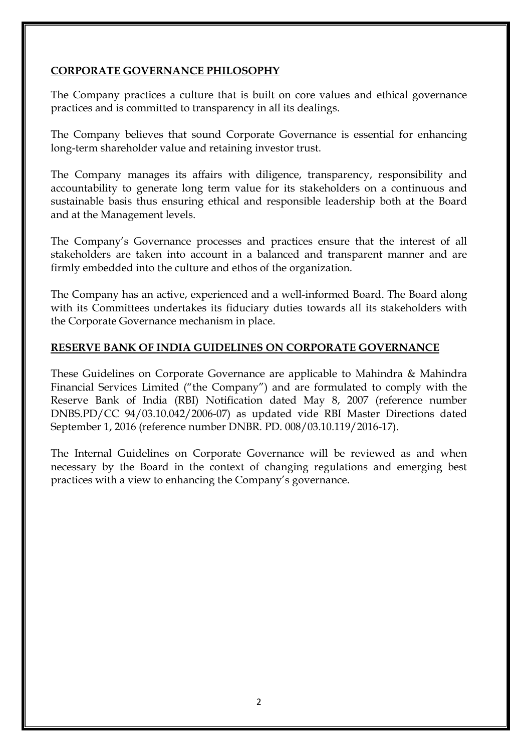## CORPORATE GOVERNANCE PHILOSOPHY

The Company practices a culture that is built on core values and ethical governance practices and is committed to transparency in all its dealings.

The Company believes that sound Corporate Governance is essential for enhancing long-term shareholder value and retaining investor trust.

The Company manages its affairs with diligence, transparency, responsibility and accountability to generate long term value for its stakeholders on a continuous and sustainable basis thus ensuring ethical and responsible leadership both at the Board and at the Management levels.

The Company's Governance processes and practices ensure that the interest of all stakeholders are taken into account in a balanced and transparent manner and are firmly embedded into the culture and ethos of the organization.

The Company has an active, experienced and a well-informed Board. The Board along with its Committees undertakes its fiduciary duties towards all its stakeholders with the Corporate Governance mechanism in place.

## RESERVE BANK OF INDIA GUIDELINES ON CORPORATE GOVERNANCE

These Guidelines on Corporate Governance are applicable to Mahindra & Mahindra Financial Services Limited ("the Company") and are formulated to comply with the Reserve Bank of India (RBI) Notification dated May 8, 2007 (reference number DNBS.PD/CC 94/03.10.042/2006-07) as updated vide RBI Master Directions dated September 1, 2016 (reference number DNBR. PD. 008/03.10.119/2016-17).

The Internal Guidelines on Corporate Governance will be reviewed as and when necessary by the Board in the context of changing regulations and emerging best practices with a view to enhancing the Company's governance.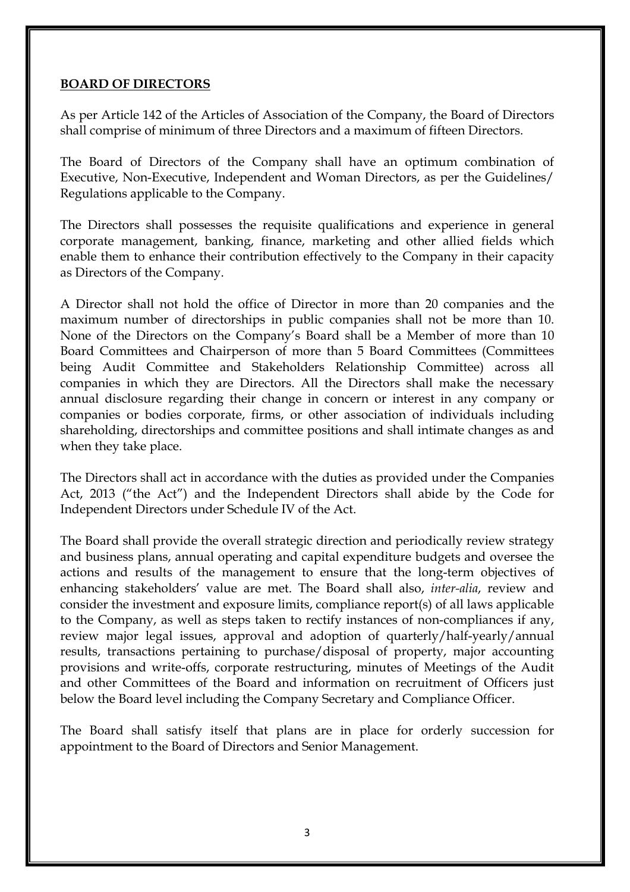## **BOARD OF DIRECTORS**

As per Article 142 of the Articles of Association of the Company, the Board of Directors shall comprise of minimum of three Directors and a maximum of fifteen Directors.

The Board of Directors of the Company shall have an optimum combination of Executive, Non-Executive, Independent and Woman Directors, as per the Guidelines/ Regulations applicable to the Company.

The Directors shall possesses the requisite qualifications and experience in general corporate management, banking, finance, marketing and other allied fields which enable them to enhance their contribution effectively to the Company in their capacity as Directors of the Company.

A Director shall not hold the office of Director in more than 20 companies and the maximum number of directorships in public companies shall not be more than 10. None of the Directors on the Company's Board shall be a Member of more than 10 Board Committees and Chairperson of more than 5 Board Committees (Committees being Audit Committee and Stakeholders Relationship Committee) across all companies in which they are Directors. All the Directors shall make the necessary annual disclosure regarding their change in concern or interest in any company or companies or bodies corporate, firms, or other association of individuals including shareholding, directorships and committee positions and shall intimate changes as and when they take place.

The Directors shall act in accordance with the duties as provided under the Companies Act, 2013 ("the Act") and the Independent Directors shall abide by the Code for Independent Directors under Schedule IV of the Act.

The Board shall provide the overall strategic direction and periodically review strategy and business plans, annual operating and capital expenditure budgets and oversee the actions and results of the management to ensure that the long-term objectives of enhancing stakeholders' value are met. The Board shall also, *inter-alia*, review and consider the investment and exposure limits, compliance report(s) of all laws applicable to the Company, as well as steps taken to rectify instances of non-compliances if any, review major legal issues, approval and adoption of quarterly/half-yearly/annual results, transactions pertaining to purchase/disposal of property, major accounting provisions and write-offs, corporate restructuring, minutes of Meetings of the Audit and other Committees of the Board and information on recruitment of Officers just below the Board level including the Company Secretary and Compliance Officer.

The Board shall satisfy itself that plans are in place for orderly succession for appointment to the Board of Directors and Senior Management.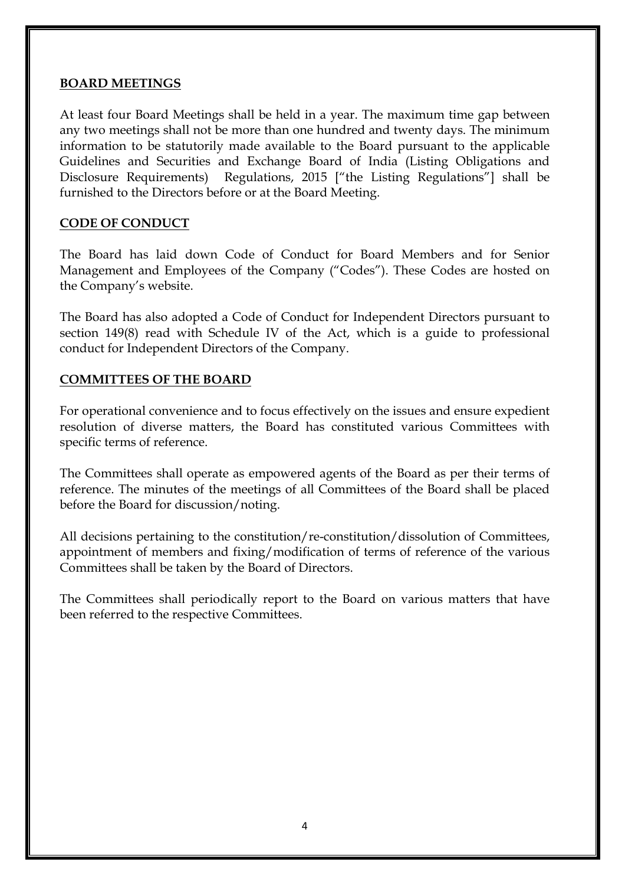## BOARD MEETINGS

At least four Board Meetings shall be held in a year. The maximum time gap between any two meetings shall not be more than one hundred and twenty days. The minimum information to be statutorily made available to the Board pursuant to the applicable Guidelines and Securities and Exchange Board of India (Listing Obligations and Disclosure Requirements) Regulations, 2015 ["the Listing Regulations"] shall be furnished to the Directors before or at the Board Meeting.

## CODE OF CONDUCT

The Board has laid down Code of Conduct for Board Members and for Senior Management and Employees of the Company ("Codes"). These Codes are hosted on the Company's website.

The Board has also adopted a Code of Conduct for Independent Directors pursuant to section 149(8) read with Schedule IV of the Act, which is a guide to professional conduct for Independent Directors of the Company.

## COMMITTEES OF THE BOARD

For operational convenience and to focus effectively on the issues and ensure expedient resolution of diverse matters, the Board has constituted various Committees with specific terms of reference.

The Committees shall operate as empowered agents of the Board as per their terms of reference. The minutes of the meetings of all Committees of the Board shall be placed before the Board for discussion/noting.

All decisions pertaining to the constitution/re-constitution/dissolution of Committees, appointment of members and fixing/modification of terms of reference of the various Committees shall be taken by the Board of Directors.

The Committees shall periodically report to the Board on various matters that have been referred to the respective Committees.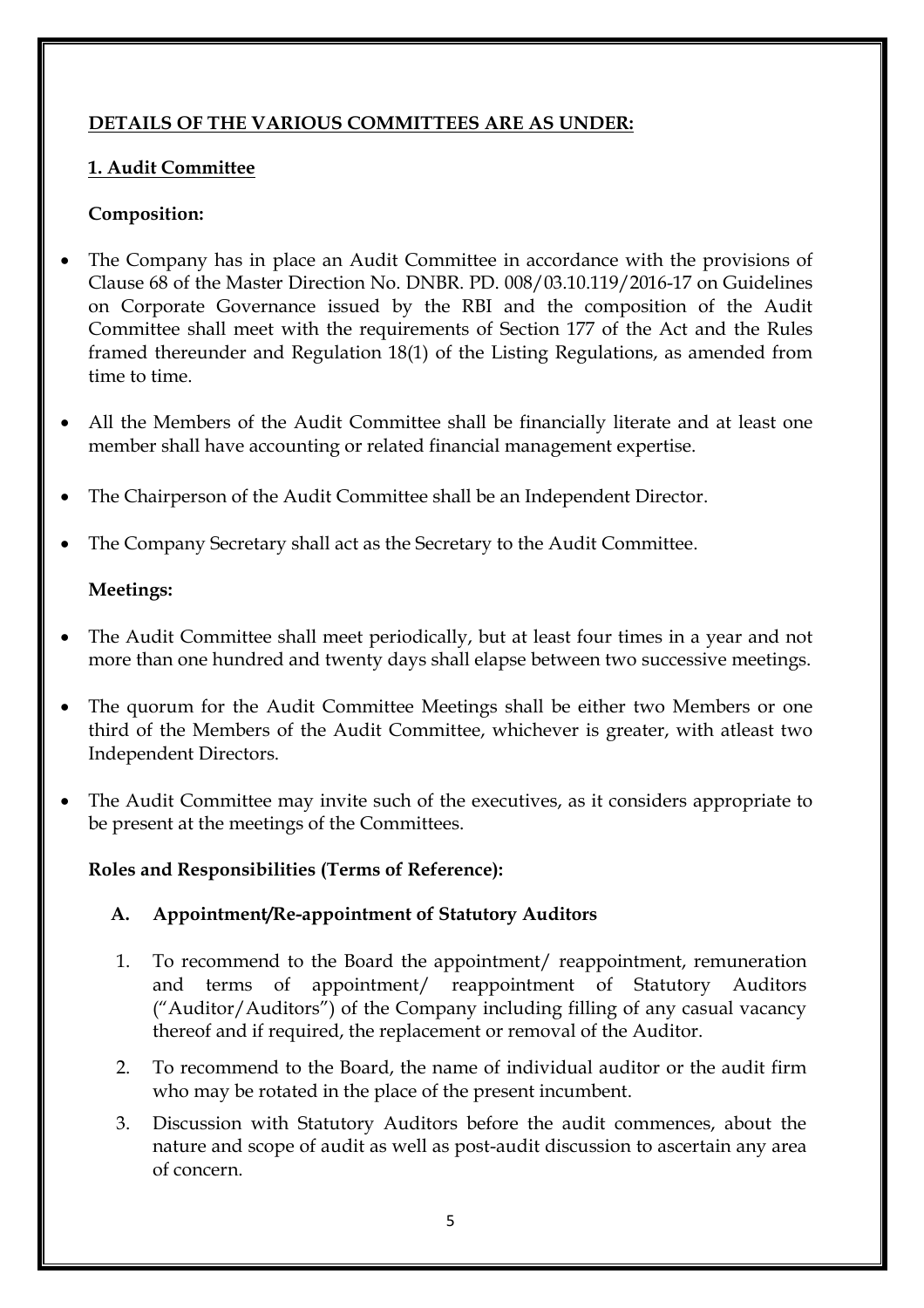## DETAILS OF THE VARIOUS COMMITTEES ARE AS UNDER:

### 1. Audit Committee

**Composition:**

- The Company has in place an Audit Committee in accordance with the provisions of Clause 68 of the Master Direction No. DNBR. PD. 008/03.10.119/2016-17 on Guidelines on Corporate Governance issued by the RBI and the composition of the Audit Committee shall meet with the requirements of Section 177 of the Act and the Rules framed thereunder and Regulation 18(1) of the Listing Regulations, as amended from time to time.
- All the Members of the Audit Committee shall be financially literate and at least one member shall have accounting or related financial management expertise.
- The Chairperson of the Audit Committee shall be an Independent Director.
- The Company Secretary shall act as the Secretary to the Audit Committee.

**Meetings:**

- The Audit Committee shall meet periodically, but at least four times in a year and not more than one hundred and twenty days shall elapse between two successive meetings.
- The quorum for the Audit Committee Meetings shall be either two Members or one third of the Members of the Audit Committee, whichever is greater, with atleast two Independent Directors.
- The Audit Committee may invite such of the executives, as it considers appropriate to be present at the meetings of the Committees.

**Roles and Responsibilities (Terms of Reference):**

**A. Appointment/Re-appointment of Statutory Auditors**

1. To recommend to the Board the appointment/ reappointment, remuneration and terms of appointment/ reappointment of Statutory Auditors ("Auditor/Auditors") of the Company including filling of any casual vacancy thereof and if required, the replacement or removal of the Auditor.
2. To recommend to the Board, the name of individual auditor or the audit firm who may be rotated in the place of the present incumbent.
3. Discussion with Statutory Auditors before the audit commences, about the nature and scope of audit as well as post-audit discussion to ascertain any area of concern.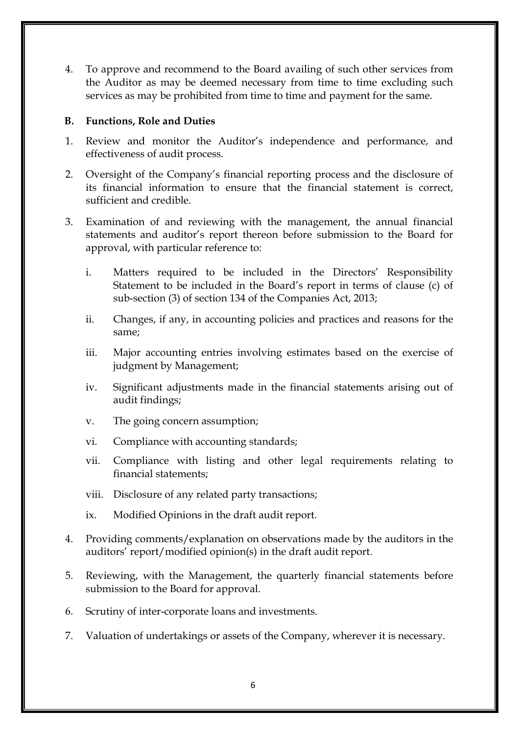4. To approve and recommend to the Board availing of such other services from the Auditor as may be deemed necessary from time to time excluding such services as may be prohibited from time to time and payment for the same.

**B. Functions, Role and Duties**

1. Review and monitor the Auditor's independence and performance, and effectiveness of audit process.
2. Oversight of the Company's financial reporting process and the disclosure of its financial information to ensure that the financial statement is correct, sufficient and credible.
3. Examination of and reviewing with the management, the annual financial statements and auditor's report thereon before submission to the Board for approval, with particular reference to:
   i. Matters required to be included in the Directors' Responsibility Statement to be included in the Board's report in terms of clause (c) of sub-section (3) of section 134 of the Companies Act, 2013;
   ii. Changes, if any, in accounting policies and practices and reasons for the same;
   iii. Major accounting entries involving estimates based on the exercise of judgment by Management;
   iv. Significant adjustments made in the financial statements arising out of audit findings;
   v. The going concern assumption;
   vi. Compliance with accounting standards;
   vii. Compliance with listing and other legal requirements relating to financial statements;
   viii. Disclosure of any related party transactions;
   ix. Modified Opinions in the draft audit report.
4. Providing comments/explanation on observations made by the auditors in the auditors' report/modified opinion(s) in the draft audit report.
5. Reviewing, with the Management, the quarterly financial statements before submission to the Board for approval.
6. Scrutiny of inter-corporate loans and investments.
7. Valuation of undertakings or assets of the Company, wherever it is necessary.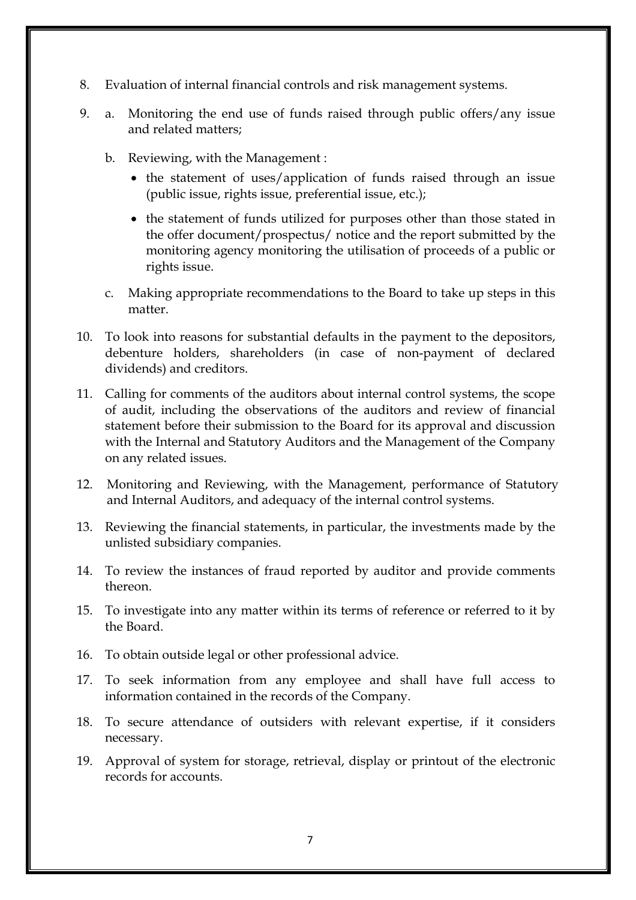8. Evaluation of internal financial controls and risk management systems.

9. a. Monitoring the end use of funds raised through public offers/any issue and related matters;

   b. Reviewing, with the Management :

      - the statement of uses/application of funds raised through an issue (public issue, rights issue, preferential issue, etc.);

      - the statement of funds utilized for purposes other than those stated in the offer document/prospectus/ notice and the report submitted by the monitoring agency monitoring the utilisation of proceeds of a public or rights issue.

   c. Making appropriate recommendations to the Board to take up steps in this matter.

10. To look into reasons for substantial defaults in the payment to the depositors, debenture holders, shareholders (in case of non-payment of declared dividends) and creditors.

11. Calling for comments of the auditors about internal control systems, the scope of audit, including the observations of the auditors and review of financial statement before their submission to the Board for its approval and discussion with the Internal and Statutory Auditors and the Management of the Company on any related issues.

12. Monitoring and Reviewing, with the Management, performance of Statutory and Internal Auditors, and adequacy of the internal control systems.

13. Reviewing the financial statements, in particular, the investments made by the unlisted subsidiary companies.

14. To review the instances of fraud reported by auditor and provide comments thereon.

15. To investigate into any matter within its terms of reference or referred to it by the Board.

16. To obtain outside legal or other professional advice.

17. To seek information from any employee and shall have full access to information contained in the records of the Company.

18. To secure attendance of outsiders with relevant expertise, if it considers necessary.

19. Approval of system for storage, retrieval, display or printout of the electronic records for accounts.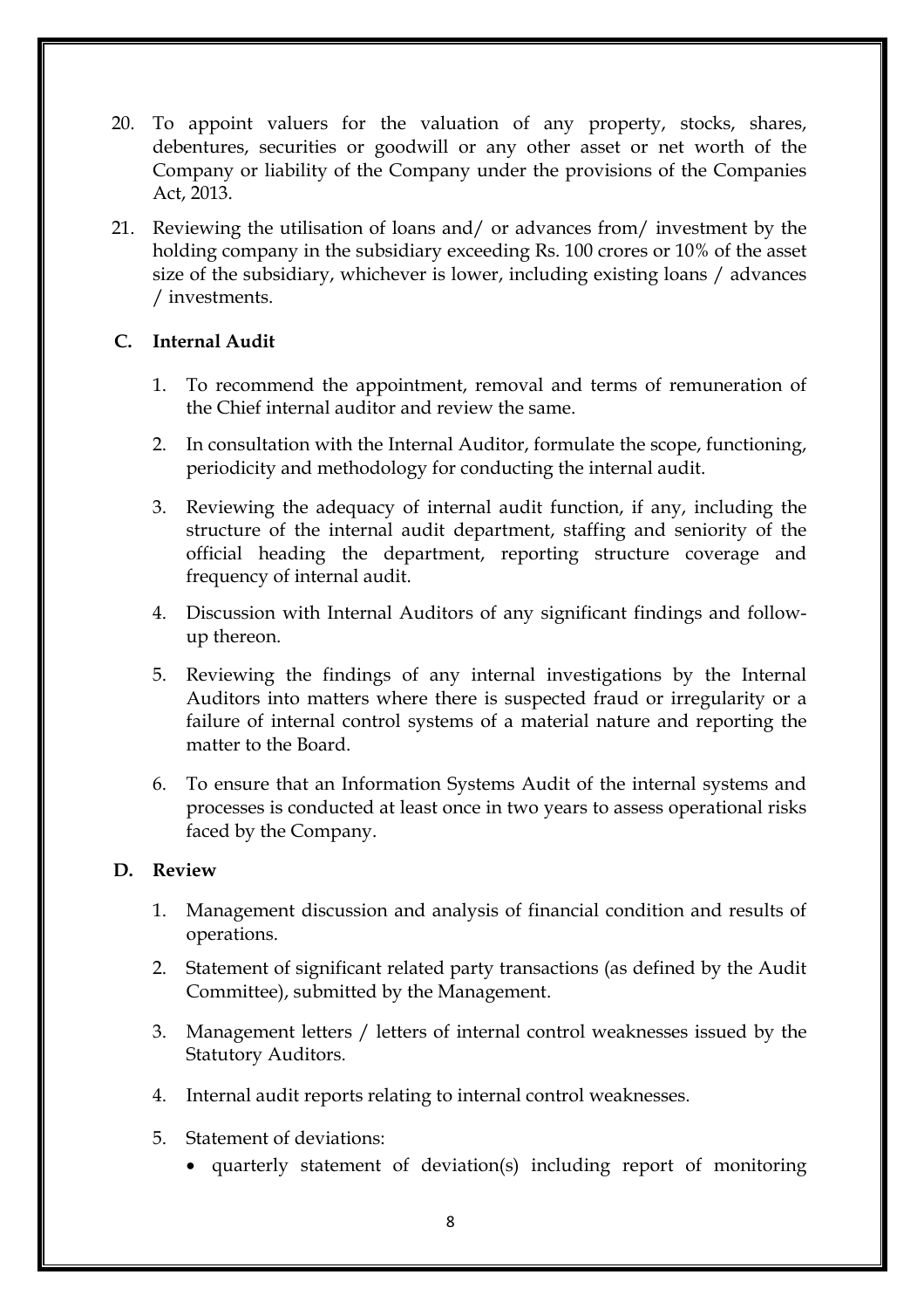20. To appoint valuers for the valuation of any property, stocks, shares, debentures, securities or goodwill or any other asset or net worth of the Company or liability of the Company under the provisions of the Companies Act, 2013.

21. Reviewing the utilisation of loans and/ or advances from/ investment by the holding company in the subsidiary exceeding Rs. 100 crores or 10% of the asset size of the subsidiary, whichever is lower, including existing loans / advances / investments.

**C. Internal Audit**

1. To recommend the appointment, removal and terms of remuneration of the Chief internal auditor and review the same.

2. In consultation with the Internal Auditor, formulate the scope, functioning, periodicity and methodology for conducting the internal audit.

3. Reviewing the adequacy of internal audit function, if any, including the structure of the internal audit department, staffing and seniority of the official heading the department, reporting structure coverage and frequency of internal audit.

4. Discussion with Internal Auditors of any significant findings and follow-up thereon.

5. Reviewing the findings of any internal investigations by the Internal Auditors into matters where there is suspected fraud or irregularity or a failure of internal control systems of a material nature and reporting the matter to the Board.

6. To ensure that an Information Systems Audit of the internal systems and processes is conducted at least once in two years to assess operational risks faced by the Company.

**D. Review**

1. Management discussion and analysis of financial condition and results of operations.

2. Statement of significant related party transactions (as defined by the Audit Committee), submitted by the Management.

3. Management letters / letters of internal control weaknesses issued by the Statutory Auditors.

4. Internal audit reports relating to internal control weaknesses.

5. Statement of deviations:
   - quarterly statement of deviation(s) including report of monitoring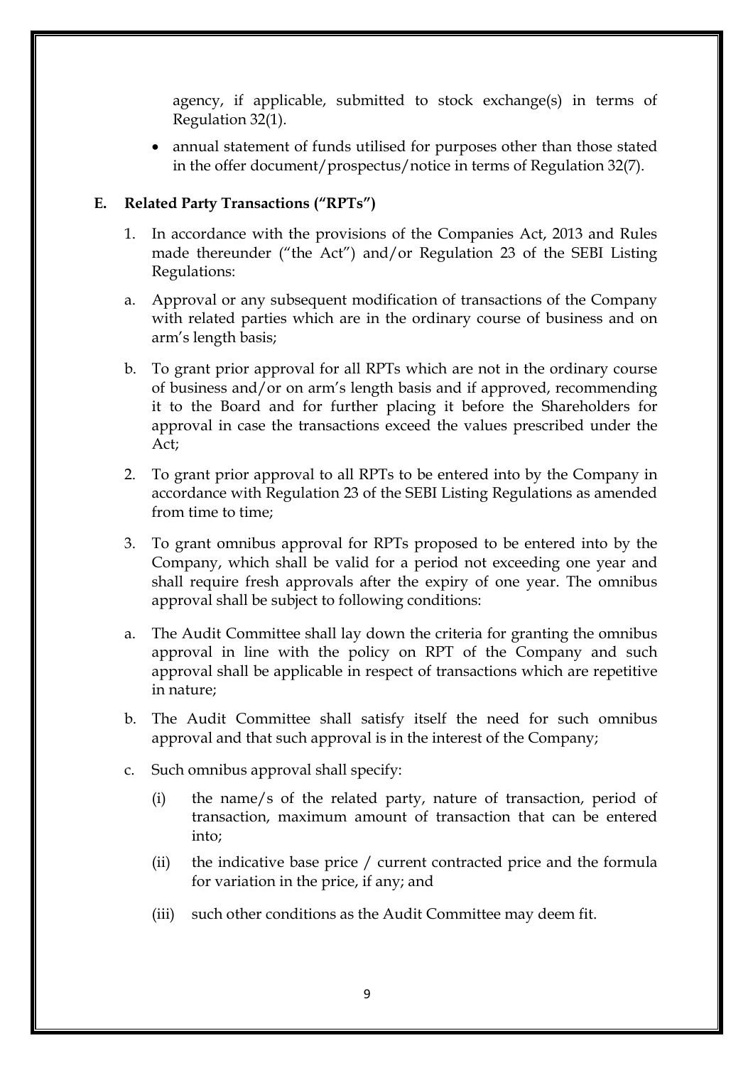agency, if applicable, submitted to stock exchange(s) in terms of Regulation 32(1).

- annual statement of funds utilised for purposes other than those stated in the offer document/prospectus/notice in terms of Regulation 32(7).

**E. Related Party Transactions ("RPTs")**

1. In accordance with the provisions of the Companies Act, 2013 and Rules made thereunder ("the Act") and/or Regulation 23 of the SEBI Listing Regulations:

a. Approval or any subsequent modification of transactions of the Company with related parties which are in the ordinary course of business and on arm's length basis;

b. To grant prior approval for all RPTs which are not in the ordinary course of business and/or on arm's length basis and if approved, recommending it to the Board and for further placing it before the Shareholders for approval in case the transactions exceed the values prescribed under the Act;

2. To grant prior approval to all RPTs to be entered into by the Company in accordance with Regulation 23 of the SEBI Listing Regulations as amended from time to time;

3. To grant omnibus approval for RPTs proposed to be entered into by the Company, which shall be valid for a period not exceeding one year and shall require fresh approvals after the expiry of one year. The omnibus approval shall be subject to following conditions:

a. The Audit Committee shall lay down the criteria for granting the omnibus approval in line with the policy on RPT of the Company and such approval shall be applicable in respect of transactions which are repetitive in nature;

b. The Audit Committee shall satisfy itself the need for such omnibus approval and that such approval is in the interest of the Company;

c. Such omnibus approval shall specify:

   (i) the name/s of the related party, nature of transaction, period of transaction, maximum amount of transaction that can be entered into;

   (ii) the indicative base price / current contracted price and the formula for variation in the price, if any; and

   (iii) such other conditions as the Audit Committee may deem fit.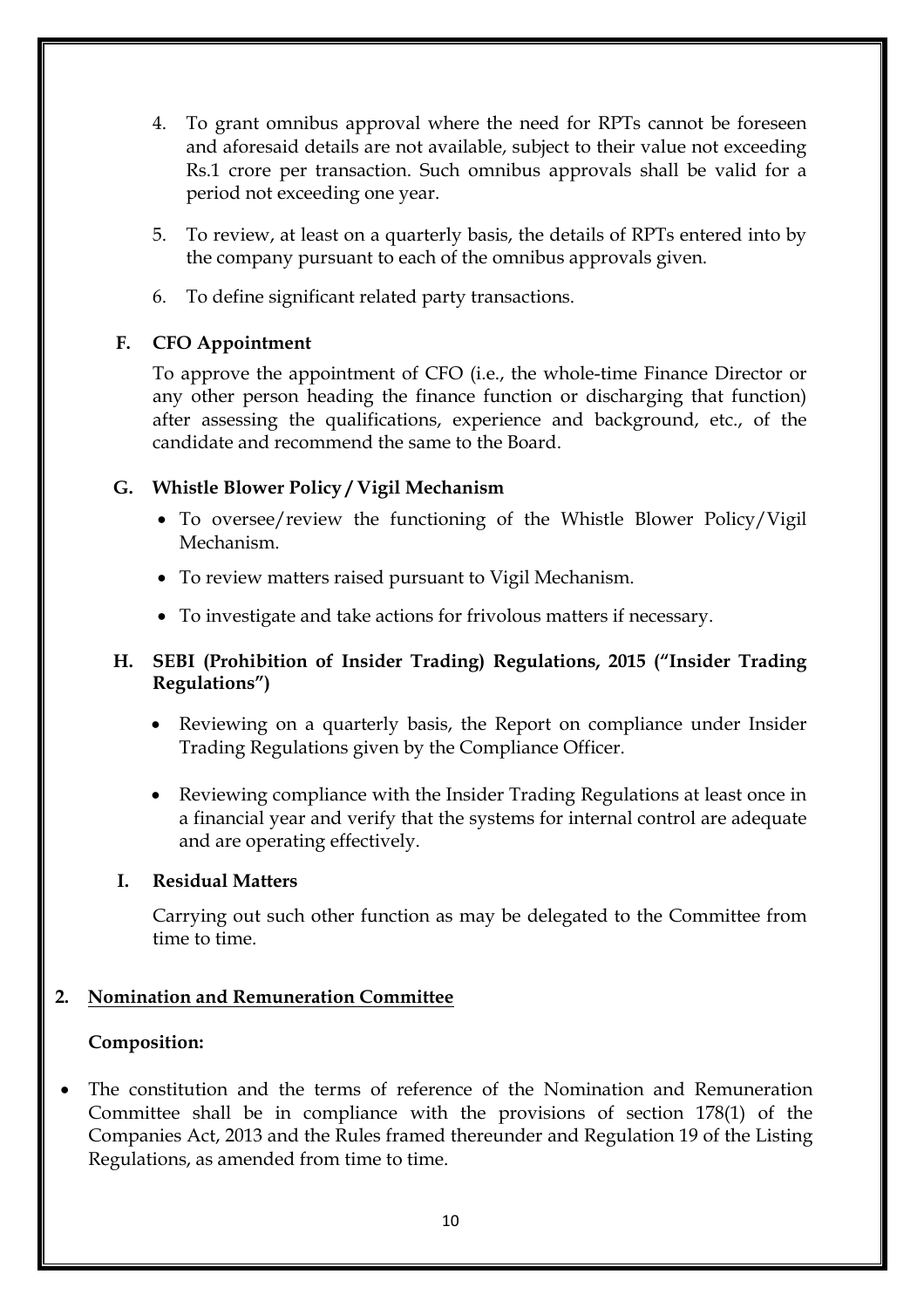4. To grant omnibus approval where the need for RPTs cannot be foreseen and aforesaid details are not available, subject to their value not exceeding Rs.1 crore per transaction. Such omnibus approvals shall be valid for a period not exceeding one year.

5. To review, at least on a quarterly basis, the details of RPTs entered into by the company pursuant to each of the omnibus approvals given.

6. To define significant related party transactions.

**F. CFO Appointment**

To approve the appointment of CFO (i.e., the whole-time Finance Director or any other person heading the finance function or discharging that function) after assessing the qualifications, experience and background, etc., of the candidate and recommend the same to the Board.

**G. Whistle Blower Policy / Vigil Mechanism**

- To oversee/review the functioning of the Whistle Blower Policy/Vigil Mechanism.
- To review matters raised pursuant to Vigil Mechanism.
- To investigate and take actions for frivolous matters if necessary.

**H. SEBI (Prohibition of Insider Trading) Regulations, 2015 ("Insider Trading Regulations")**

- Reviewing on a quarterly basis, the Report on compliance under Insider Trading Regulations given by the Compliance Officer.
- Reviewing compliance with the Insider Trading Regulations at least once in a financial year and verify that the systems for internal control are adequate and are operating effectively.

**I. Residual Matters**

Carrying out such other function as may be delegated to the Committee from time to time.

## 2. Nomination and Remuneration Committee

**Composition:**

- The constitution and the terms of reference of the Nomination and Remuneration Committee shall be in compliance with the provisions of section 178(1) of the Companies Act, 2013 and the Rules framed thereunder and Regulation 19 of the Listing Regulations, as amended from time to time.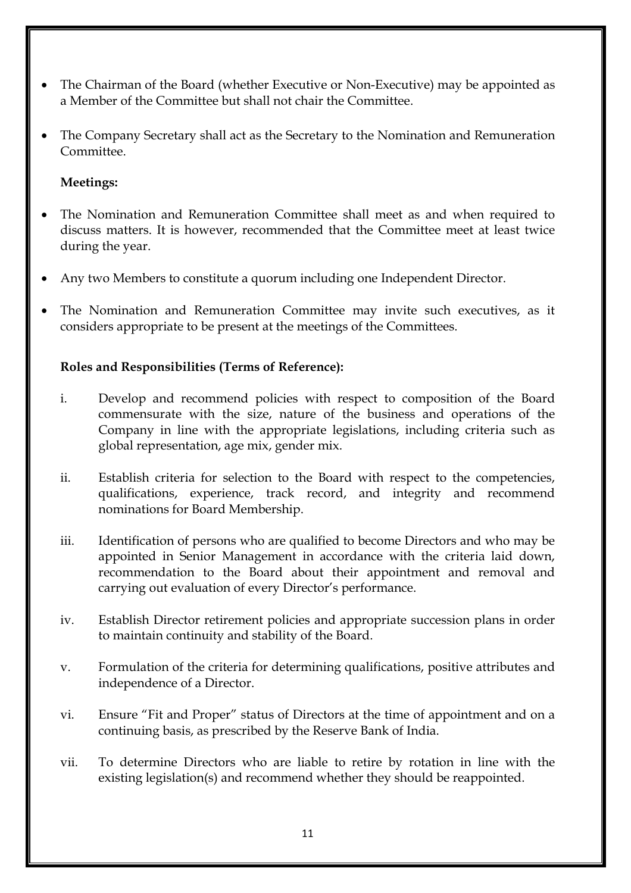- The Chairman of the Board (whether Executive or Non-Executive) may be appointed as a Member of the Committee but shall not chair the Committee.
- The Company Secretary shall act as the Secretary to the Nomination and Remuneration Committee.

**Meetings:**

- The Nomination and Remuneration Committee shall meet as and when required to discuss matters. It is however, recommended that the Committee meet at least twice during the year.
- Any two Members to constitute a quorum including one Independent Director.
- The Nomination and Remuneration Committee may invite such executives, as it considers appropriate to be present at the meetings of the Committees.

**Roles and Responsibilities (Terms of Reference):**

i. Develop and recommend policies with respect to composition of the Board commensurate with the size, nature of the business and operations of the Company in line with the appropriate legislations, including criteria such as global representation, age mix, gender mix.

ii. Establish criteria for selection to the Board with respect to the competencies, qualifications, experience, track record, and integrity and recommend nominations for Board Membership.

iii. Identification of persons who are qualified to become Directors and who may be appointed in Senior Management in accordance with the criteria laid down, recommendation to the Board about their appointment and removal and carrying out evaluation of every Director's performance.

iv. Establish Director retirement policies and appropriate succession plans in order to maintain continuity and stability of the Board.

v. Formulation of the criteria for determining qualifications, positive attributes and independence of a Director.

vi. Ensure "Fit and Proper" status of Directors at the time of appointment and on a continuing basis, as prescribed by the Reserve Bank of India.

vii. To determine Directors who are liable to retire by rotation in line with the existing legislation(s) and recommend whether they should be reappointed.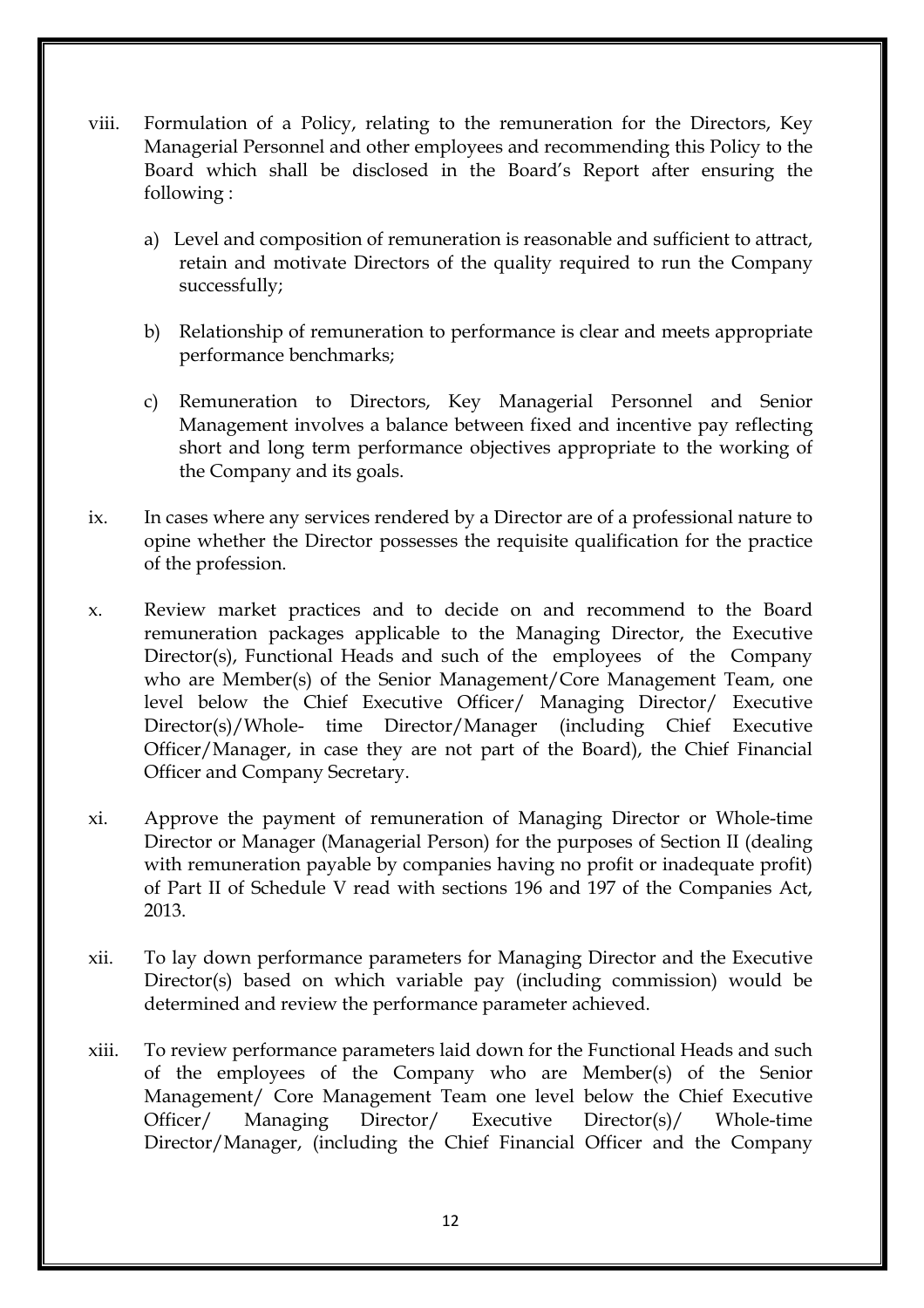viii. Formulation of a Policy, relating to the remuneration for the Directors, Key Managerial Personnel and other employees and recommending this Policy to the Board which shall be disclosed in the Board's Report after ensuring the following :

   a) Level and composition of remuneration is reasonable and sufficient to attract, retain and motivate Directors of the quality required to run the Company successfully;

   b) Relationship of remuneration to performance is clear and meets appropriate performance benchmarks;

   c) Remuneration to Directors, Key Managerial Personnel and Senior Management involves a balance between fixed and incentive pay reflecting short and long term performance objectives appropriate to the working of the Company and its goals.

ix. In cases where any services rendered by a Director are of a professional nature to opine whether the Director possesses the requisite qualification for the practice of the profession.

x. Review market practices and to decide on and recommend to the Board remuneration packages applicable to the Managing Director, the Executive Director(s), Functional Heads and such of the employees of the Company who are Member(s) of the Senior Management/Core Management Team, one level below the Chief Executive Officer/ Managing Director/ Executive Director(s)/Whole- time Director/Manager (including Chief Executive Officer/Manager, in case they are not part of the Board), the Chief Financial Officer and Company Secretary.

xi. Approve the payment of remuneration of Managing Director or Whole-time Director or Manager (Managerial Person) for the purposes of Section II (dealing with remuneration payable by companies having no profit or inadequate profit) of Part II of Schedule V read with sections 196 and 197 of the Companies Act, 2013.

xii. To lay down performance parameters for Managing Director and the Executive Director(s) based on which variable pay (including commission) would be determined and review the performance parameter achieved.

xiii. To review performance parameters laid down for the Functional Heads and such of the employees of the Company who are Member(s) of the Senior Management/ Core Management Team one level below the Chief Executive Officer/ Managing Director/ Executive Director(s)/ Whole-time Director/Manager, (including the Chief Financial Officer and the Company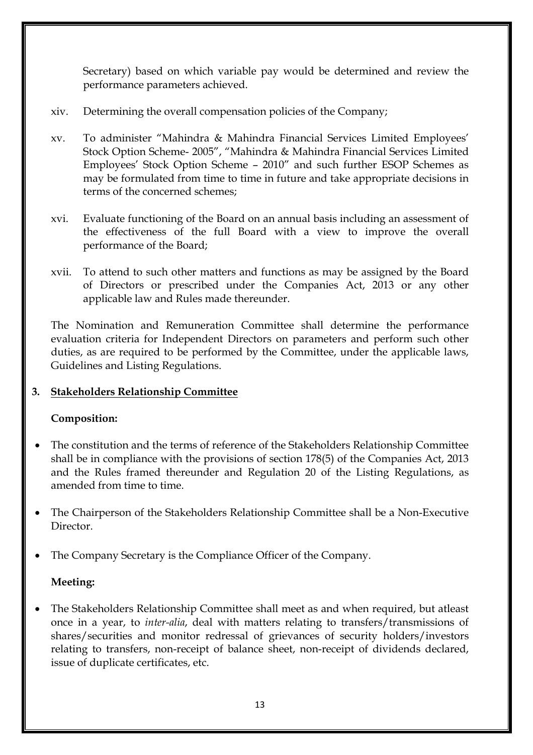Secretary) based on which variable pay would be determined and review the performance parameters achieved.

xiv. Determining the overall compensation policies of the Company;

xv. To administer "Mahindra & Mahindra Financial Services Limited Employees' Stock Option Scheme- 2005", "Mahindra & Mahindra Financial Services Limited Employees' Stock Option Scheme – 2010" and such further ESOP Schemes as may be formulated from time to time in future and take appropriate decisions in terms of the concerned schemes;

xvi. Evaluate functioning of the Board on an annual basis including an assessment of the effectiveness of the full Board with a view to improve the overall performance of the Board;

xvii. To attend to such other matters and functions as may be assigned by the Board of Directors or prescribed under the Companies Act, 2013 or any other applicable law and Rules made thereunder.

The Nomination and Remuneration Committee shall determine the performance evaluation criteria for Independent Directors on parameters and perform such other duties, as are required to be performed by the Committee, under the applicable laws, Guidelines and Listing Regulations.

## 3. Stakeholders Relationship Committee

**Composition:**

- The constitution and the terms of reference of the Stakeholders Relationship Committee shall be in compliance with the provisions of section 178(5) of the Companies Act, 2013 and the Rules framed thereunder and Regulation 20 of the Listing Regulations, as amended from time to time.
- The Chairperson of the Stakeholders Relationship Committee shall be a Non-Executive Director.
- The Company Secretary is the Compliance Officer of the Company.

**Meeting:**

- The Stakeholders Relationship Committee shall meet as and when required, but atleast once in a year, to *inter-alia*, deal with matters relating to transfers/transmissions of shares/securities and monitor redressal of grievances of security holders/investors relating to transfers, non-receipt of balance sheet, non-receipt of dividends declared, issue of duplicate certificates, etc.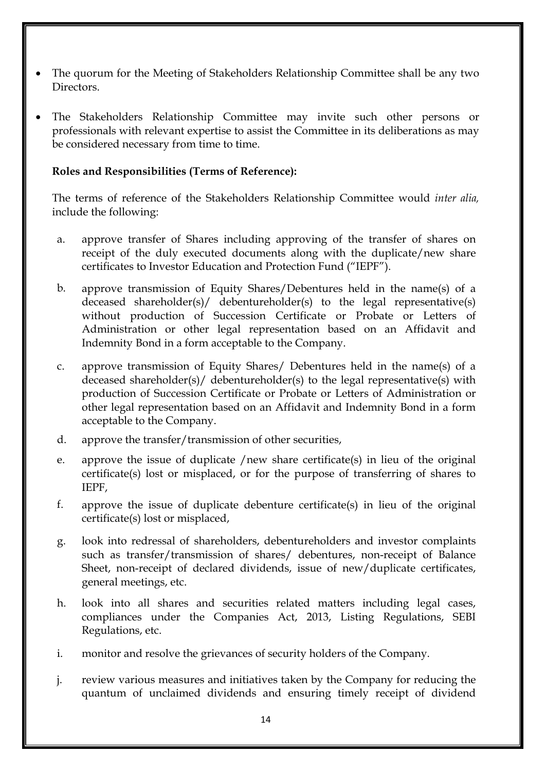- The quorum for the Meeting of Stakeholders Relationship Committee shall be any two Directors.
- The Stakeholders Relationship Committee may invite such other persons or professionals with relevant expertise to assist the Committee in its deliberations as may be considered necessary from time to time.

**Roles and Responsibilities (Terms of Reference):**

The terms of reference of the Stakeholders Relationship Committee would *inter alia,* include the following:

a. approve transfer of Shares including approving of the transfer of shares on receipt of the duly executed documents along with the duplicate/new share certificates to Investor Education and Protection Fund ("IEPF").

b. approve transmission of Equity Shares/Debentures held in the name(s) of a deceased shareholder(s)/ debentureholder(s) to the legal representative(s) without production of Succession Certificate or Probate or Letters of Administration or other legal representation based on an Affidavit and Indemnity Bond in a form acceptable to the Company.

c. approve transmission of Equity Shares/ Debentures held in the name(s) of a deceased shareholder(s)/ debentureholder(s) to the legal representative(s) with production of Succession Certificate or Probate or Letters of Administration or other legal representation based on an Affidavit and Indemnity Bond in a form acceptable to the Company.

d. approve the transfer/transmission of other securities,

e. approve the issue of duplicate /new share certificate(s) in lieu of the original certificate(s) lost or misplaced, or for the purpose of transferring of shares to IEPF,

f. approve the issue of duplicate debenture certificate(s) in lieu of the original certificate(s) lost or misplaced,

g. look into redressal of shareholders, debentureholders and investor complaints such as transfer/transmission of shares/ debentures, non-receipt of Balance Sheet, non-receipt of declared dividends, issue of new/duplicate certificates, general meetings, etc.

h. look into all shares and securities related matters including legal cases, compliances under the Companies Act, 2013, Listing Regulations, SEBI Regulations, etc.

i. monitor and resolve the grievances of security holders of the Company.

j. review various measures and initiatives taken by the Company for reducing the quantum of unclaimed dividends and ensuring timely receipt of dividend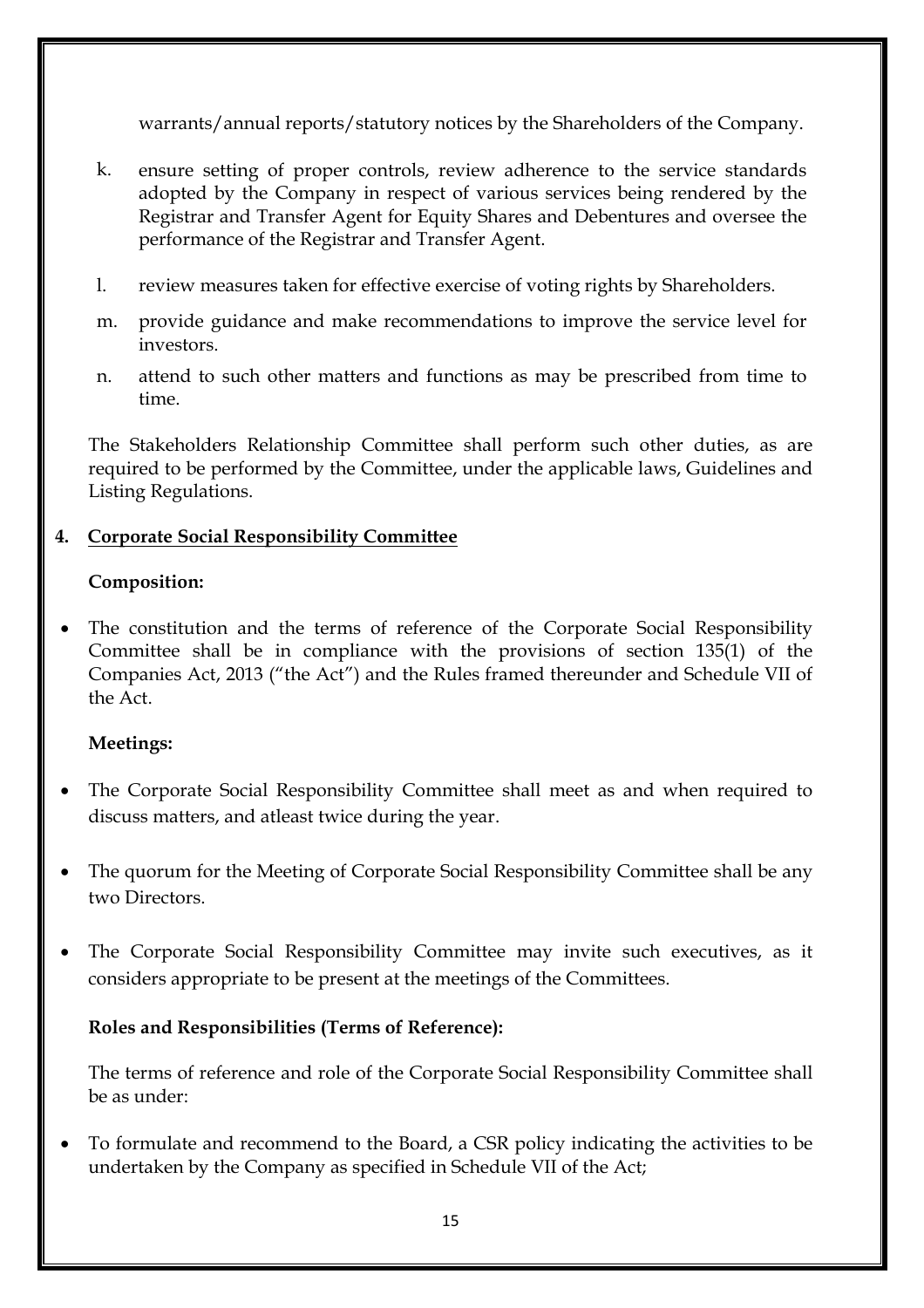warrants/annual reports/statutory notices by the Shareholders of the Company.

k. ensure setting of proper controls, review adherence to the service standards adopted by the Company in respect of various services being rendered by the Registrar and Transfer Agent for Equity Shares and Debentures and oversee the performance of the Registrar and Transfer Agent.

l. review measures taken for effective exercise of voting rights by Shareholders.

m. provide guidance and make recommendations to improve the service level for investors.

n. attend to such other matters and functions as may be prescribed from time to time.

The Stakeholders Relationship Committee shall perform such other duties, as are required to be performed by the Committee, under the applicable laws, Guidelines and Listing Regulations.

**4. <u>Corporate Social Responsibility Committee</u>**

**Composition:**

- The constitution and the terms of reference of the Corporate Social Responsibility Committee shall be in compliance with the provisions of section 135(1) of the Companies Act, 2013 ("the Act") and the Rules framed thereunder and Schedule VII of the Act.

**Meetings:**

- The Corporate Social Responsibility Committee shall meet as and when required to discuss matters, and atleast twice during the year.
- The quorum for the Meeting of Corporate Social Responsibility Committee shall be any two Directors.
- The Corporate Social Responsibility Committee may invite such executives, as it considers appropriate to be present at the meetings of the Committees.

**Roles and Responsibilities (Terms of Reference):**

The terms of reference and role of the Corporate Social Responsibility Committee shall be as under:

- To formulate and recommend to the Board, a CSR policy indicating the activities to be undertaken by the Company as specified in Schedule VII of the Act;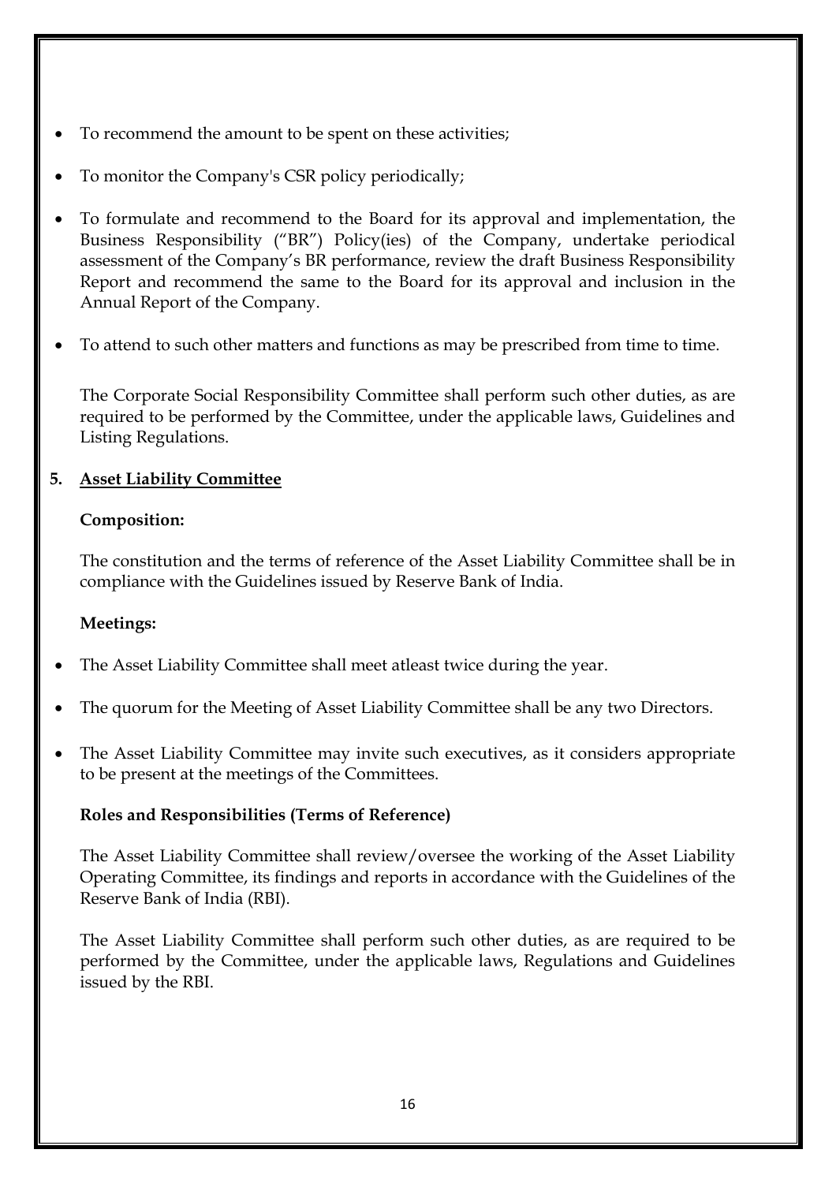- To recommend the amount to be spent on these activities;
- To monitor the Company's CSR policy periodically;
- To formulate and recommend to the Board for its approval and implementation, the Business Responsibility ("BR") Policy(ies) of the Company, undertake periodical assessment of the Company's BR performance, review the draft Business Responsibility Report and recommend the same to the Board for its approval and inclusion in the Annual Report of the Company.
- To attend to such other matters and functions as may be prescribed from time to time.

The Corporate Social Responsibility Committee shall perform such other duties, as are required to be performed by the Committee, under the applicable laws, Guidelines and Listing Regulations.

**5. <u>Asset Liability Committee</u>**

**Composition:**

The constitution and the terms of reference of the Asset Liability Committee shall be in compliance with the Guidelines issued by Reserve Bank of India.

**Meetings:**

- The Asset Liability Committee shall meet atleast twice during the year.
- The quorum for the Meeting of Asset Liability Committee shall be any two Directors.
- The Asset Liability Committee may invite such executives, as it considers appropriate to be present at the meetings of the Committees.

**Roles and Responsibilities (Terms of Reference)**

The Asset Liability Committee shall review/oversee the working of the Asset Liability Operating Committee, its findings and reports in accordance with the Guidelines of the Reserve Bank of India (RBI).

The Asset Liability Committee shall perform such other duties, as are required to be performed by the Committee, under the applicable laws, Regulations and Guidelines issued by the RBI.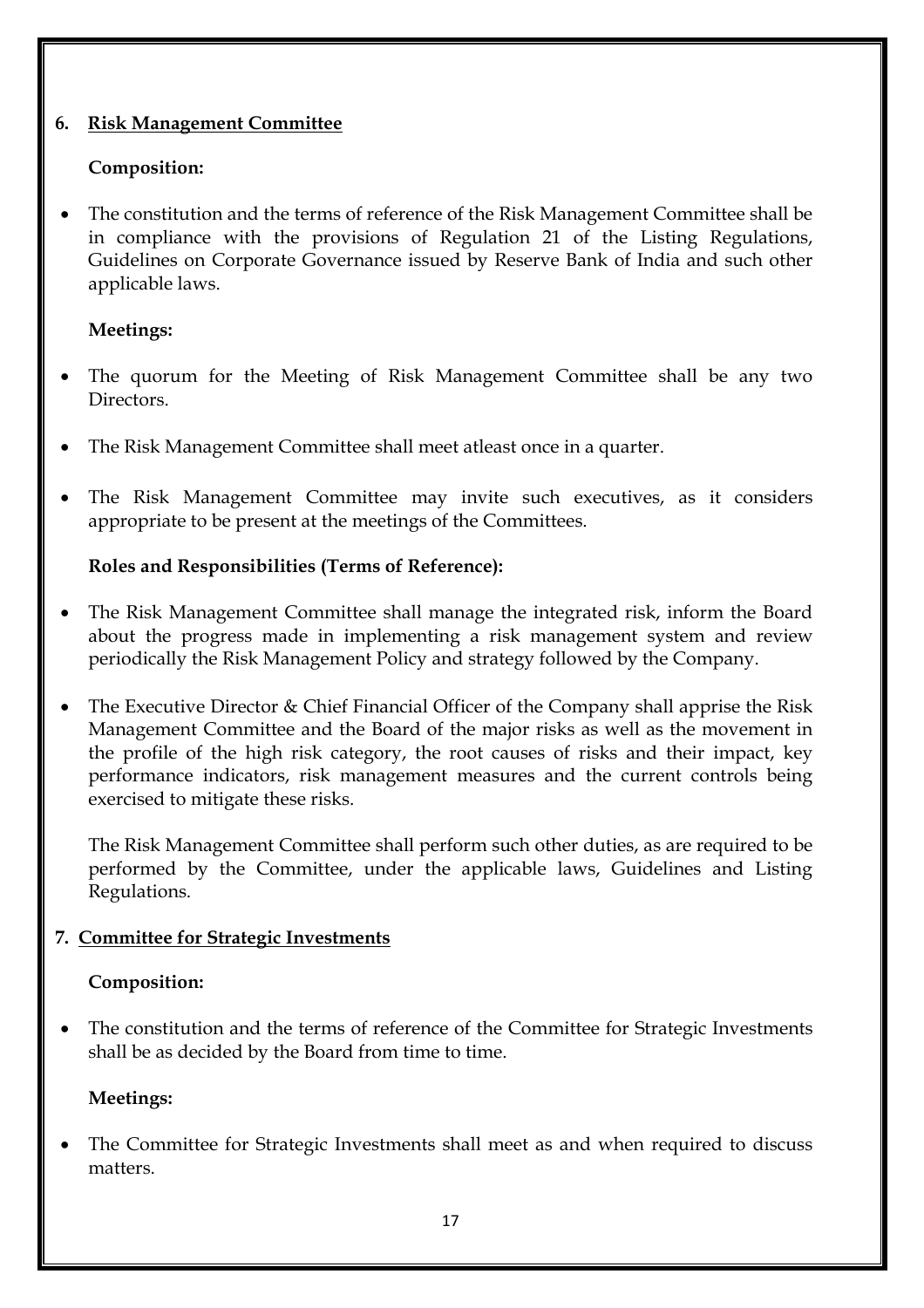### 6. <u>Risk Management Committee</u>

**Composition:**

- The constitution and the terms of reference of the Risk Management Committee shall be in compliance with the provisions of Regulation 21 of the Listing Regulations, Guidelines on Corporate Governance issued by Reserve Bank of India and such other applicable laws.

**Meetings:**

- The quorum for the Meeting of Risk Management Committee shall be any two Directors.
- The Risk Management Committee shall meet atleast once in a quarter.
- The Risk Management Committee may invite such executives, as it considers appropriate to be present at the meetings of the Committees.

**Roles and Responsibilities (Terms of Reference):**

- The Risk Management Committee shall manage the integrated risk, inform the Board about the progress made in implementing a risk management system and review periodically the Risk Management Policy and strategy followed by the Company.
- The Executive Director & Chief Financial Officer of the Company shall apprise the Risk Management Committee and the Board of the major risks as well as the movement in the profile of the high risk category, the root causes of risks and their impact, key performance indicators, risk management measures and the current controls being exercised to mitigate these risks.

  The Risk Management Committee shall perform such other duties, as are required to be performed by the Committee, under the applicable laws, Guidelines and Listing Regulations.

### 7. <u>Committee for Strategic Investments</u>

**Composition:**

- The constitution and the terms of reference of the Committee for Strategic Investments shall be as decided by the Board from time to time.

**Meetings:**

- The Committee for Strategic Investments shall meet as and when required to discuss matters.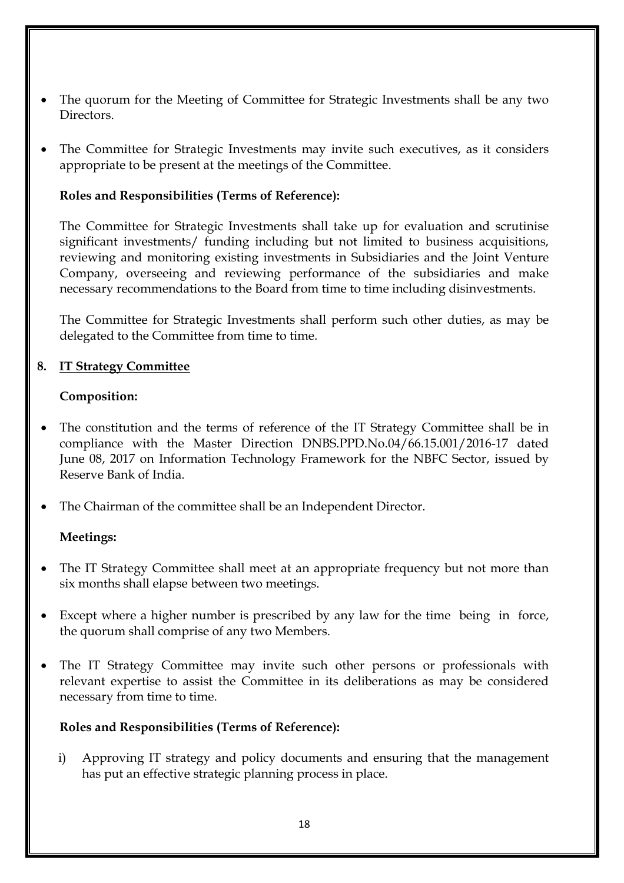- The quorum for the Meeting of Committee for Strategic Investments shall be any two Directors.
- The Committee for Strategic Investments may invite such executives, as it considers appropriate to be present at the meetings of the Committee.

**Roles and Responsibilities (Terms of Reference):**

The Committee for Strategic Investments shall take up for evaluation and scrutinise significant investments/ funding including but not limited to business acquisitions, reviewing and monitoring existing investments in Subsidiaries and the Joint Venture Company, overseeing and reviewing performance of the subsidiaries and make necessary recommendations to the Board from time to time including disinvestments.

The Committee for Strategic Investments shall perform such other duties, as may be delegated to the Committee from time to time.

**8. <u>IT Strategy Committee</u>**

**Composition:**

- The constitution and the terms of reference of the IT Strategy Committee shall be in compliance with the Master Direction DNBS.PPD.No.04/66.15.001/2016-17 dated June 08, 2017 on Information Technology Framework for the NBFC Sector, issued by Reserve Bank of India.
- The Chairman of the committee shall be an Independent Director.

**Meetings:**

- The IT Strategy Committee shall meet at an appropriate frequency but not more than six months shall elapse between two meetings.
- Except where a higher number is prescribed by any law for the time being in force, the quorum shall comprise of any two Members.
- The IT Strategy Committee may invite such other persons or professionals with relevant expertise to assist the Committee in its deliberations as may be considered necessary from time to time.

**Roles and Responsibilities (Terms of Reference):**

i) Approving IT strategy and policy documents and ensuring that the management has put an effective strategic planning process in place.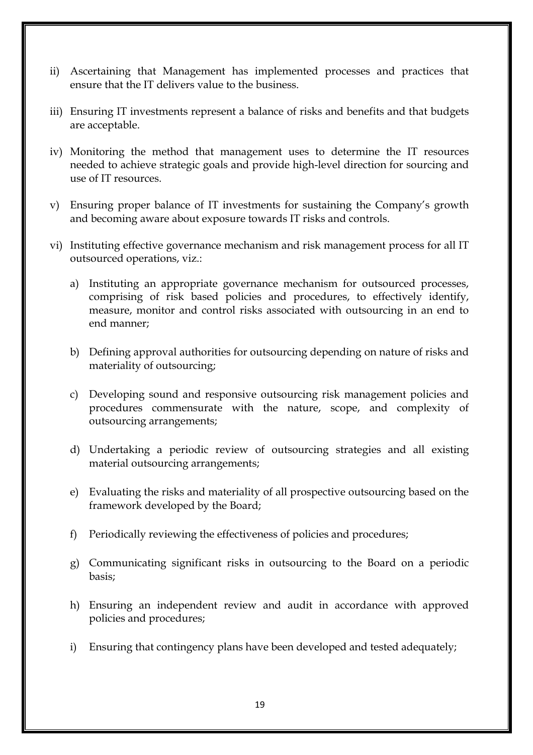ii) Ascertaining that Management has implemented processes and practices that ensure that the IT delivers value to the business.

iii) Ensuring IT investments represent a balance of risks and benefits and that budgets are acceptable.

iv) Monitoring the method that management uses to determine the IT resources needed to achieve strategic goals and provide high-level direction for sourcing and use of IT resources.

v) Ensuring proper balance of IT investments for sustaining the Company's growth and becoming aware about exposure towards IT risks and controls.

vi) Instituting effective governance mechanism and risk management process for all IT outsourced operations, viz.:

   a) Instituting an appropriate governance mechanism for outsourced processes, comprising of risk based policies and procedures, to effectively identify, measure, monitor and control risks associated with outsourcing in an end to end manner;

   b) Defining approval authorities for outsourcing depending on nature of risks and materiality of outsourcing;

   c) Developing sound and responsive outsourcing risk management policies and procedures commensurate with the nature, scope, and complexity of outsourcing arrangements;

   d) Undertaking a periodic review of outsourcing strategies and all existing material outsourcing arrangements;

   e) Evaluating the risks and materiality of all prospective outsourcing based on the framework developed by the Board;

   f) Periodically reviewing the effectiveness of policies and procedures;

   g) Communicating significant risks in outsourcing to the Board on a periodic basis;

   h) Ensuring an independent review and audit in accordance with approved policies and procedures;

   i) Ensuring that contingency plans have been developed and tested adequately;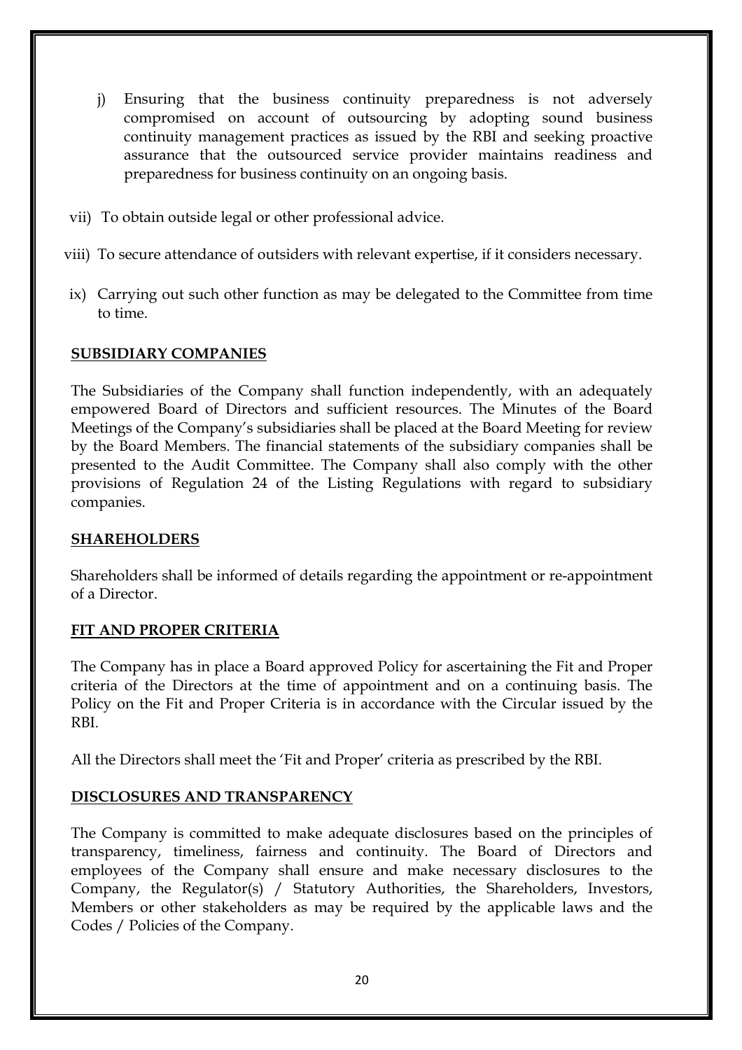j) Ensuring that the business continuity preparedness is not adversely compromised on account of outsourcing by adopting sound business continuity management practices as issued by the RBI and seeking proactive assurance that the outsourced service provider maintains readiness and preparedness for business continuity on an ongoing basis.

vii) To obtain outside legal or other professional advice.

viii) To secure attendance of outsiders with relevant expertise, if it considers necessary.

ix) Carrying out such other function as may be delegated to the Committee from time to time.

## SUBSIDIARY COMPANIES

The Subsidiaries of the Company shall function independently, with an adequately empowered Board of Directors and sufficient resources. The Minutes of the Board Meetings of the Company's subsidiaries shall be placed at the Board Meeting for review by the Board Members. The financial statements of the subsidiary companies shall be presented to the Audit Committee. The Company shall also comply with the other provisions of Regulation 24 of the Listing Regulations with regard to subsidiary companies.

## SHAREHOLDERS

Shareholders shall be informed of details regarding the appointment or re-appointment of a Director.

## FIT AND PROPER CRITERIA

The Company has in place a Board approved Policy for ascertaining the Fit and Proper criteria of the Directors at the time of appointment and on a continuing basis. The Policy on the Fit and Proper Criteria is in accordance with the Circular issued by the RBI.

All the Directors shall meet the 'Fit and Proper' criteria as prescribed by the RBI.

## DISCLOSURES AND TRANSPARENCY

The Company is committed to make adequate disclosures based on the principles of transparency, timeliness, fairness and continuity. The Board of Directors and employees of the Company shall ensure and make necessary disclosures to the Company, the Regulator(s) / Statutory Authorities, the Shareholders, Investors, Members or other stakeholders as may be required by the applicable laws and the Codes / Policies of the Company.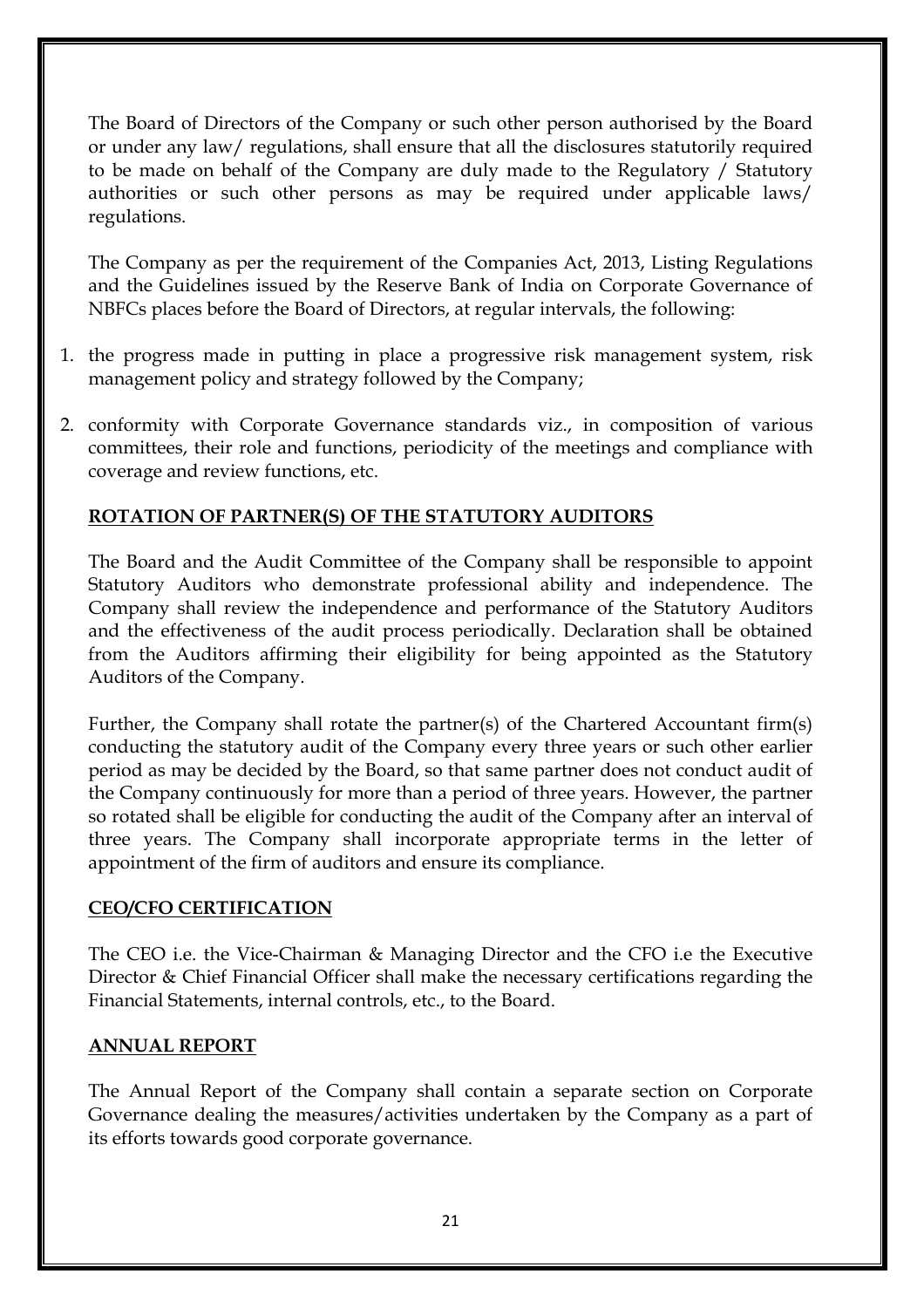The Board of Directors of the Company or such other person authorised by the Board or under any law/ regulations, shall ensure that all the disclosures statutorily required to be made on behalf of the Company are duly made to the Regulatory / Statutory authorities or such other persons as may be required under applicable laws/ regulations.

The Company as per the requirement of the Companies Act, 2013, Listing Regulations and the Guidelines issued by the Reserve Bank of India on Corporate Governance of NBFCs places before the Board of Directors, at regular intervals, the following:

1. the progress made in putting in place a progressive risk management system, risk management policy and strategy followed by the Company;

2. conformity with Corporate Governance standards viz., in composition of various committees, their role and functions, periodicity of the meetings and compliance with coverage and review functions, etc.

## ROTATION OF PARTNER(S) OF THE STATUTORY AUDITORS

The Board and the Audit Committee of the Company shall be responsible to appoint Statutory Auditors who demonstrate professional ability and independence. The Company shall review the independence and performance of the Statutory Auditors and the effectiveness of the audit process periodically. Declaration shall be obtained from the Auditors affirming their eligibility for being appointed as the Statutory Auditors of the Company.

Further, the Company shall rotate the partner(s) of the Chartered Accountant firm(s) conducting the statutory audit of the Company every three years or such other earlier period as may be decided by the Board, so that same partner does not conduct audit of the Company continuously for more than a period of three years. However, the partner so rotated shall be eligible for conducting the audit of the Company after an interval of three years. The Company shall incorporate appropriate terms in the letter of appointment of the firm of auditors and ensure its compliance.

## CEO/CFO CERTIFICATION

The CEO i.e. the Vice-Chairman & Managing Director and the CFO i.e the Executive Director & Chief Financial Officer shall make the necessary certifications regarding the Financial Statements, internal controls, etc., to the Board.

## ANNUAL REPORT

The Annual Report of the Company shall contain a separate section on Corporate Governance dealing the measures/activities undertaken by the Company as a part of its efforts towards good corporate governance.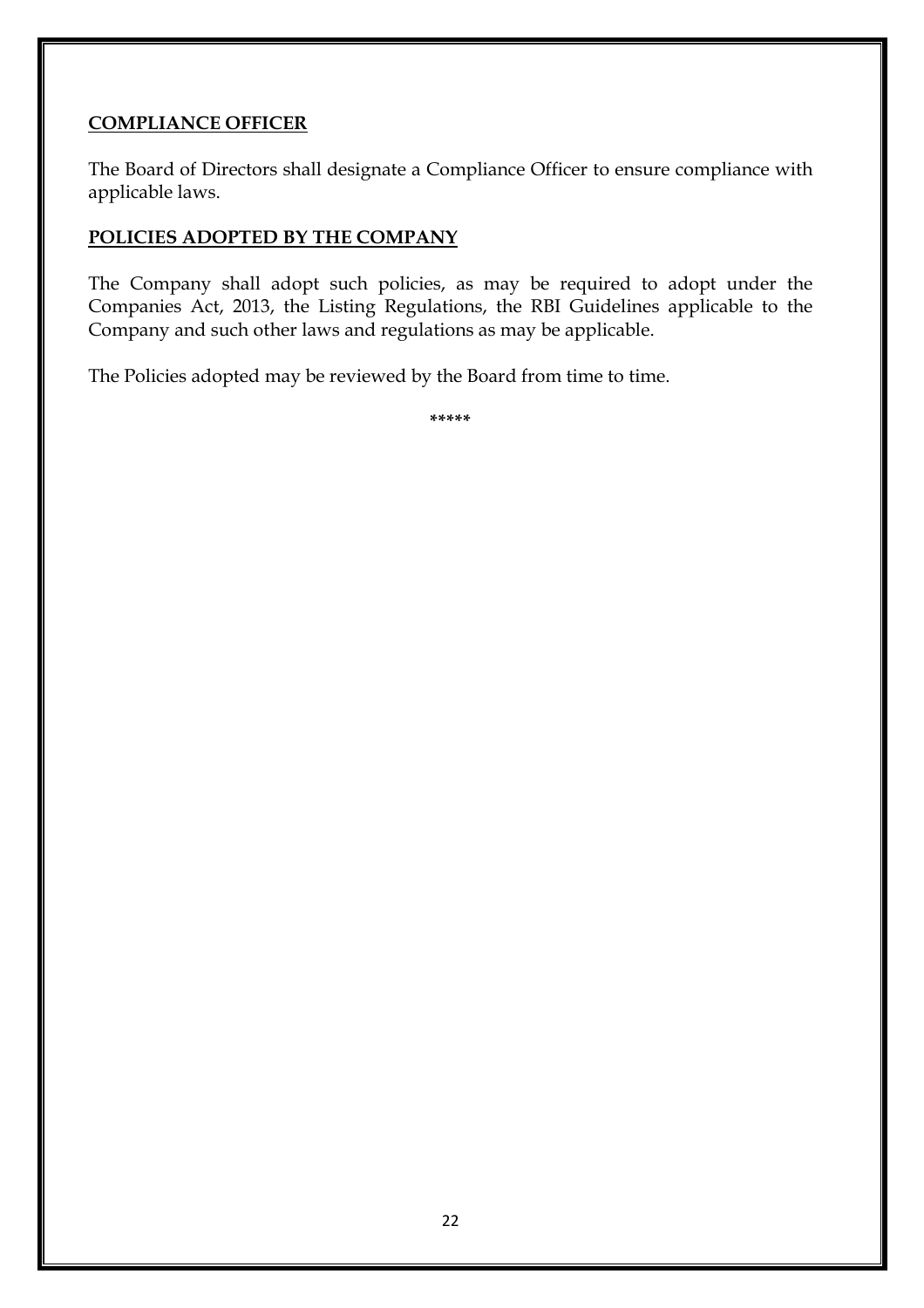**COMPLIANCE OFFICER**

The Board of Directors shall designate a Compliance Officer to ensure compliance with applicable laws.

**POLICIES ADOPTED BY THE COMPANY**

The Company shall adopt such policies, as may be required to adopt under the Companies Act, 2013, the Listing Regulations, the RBI Guidelines applicable to the Company and such other laws and regulations as may be applicable.

The Policies adopted may be reviewed by the Board from time to time.

*****